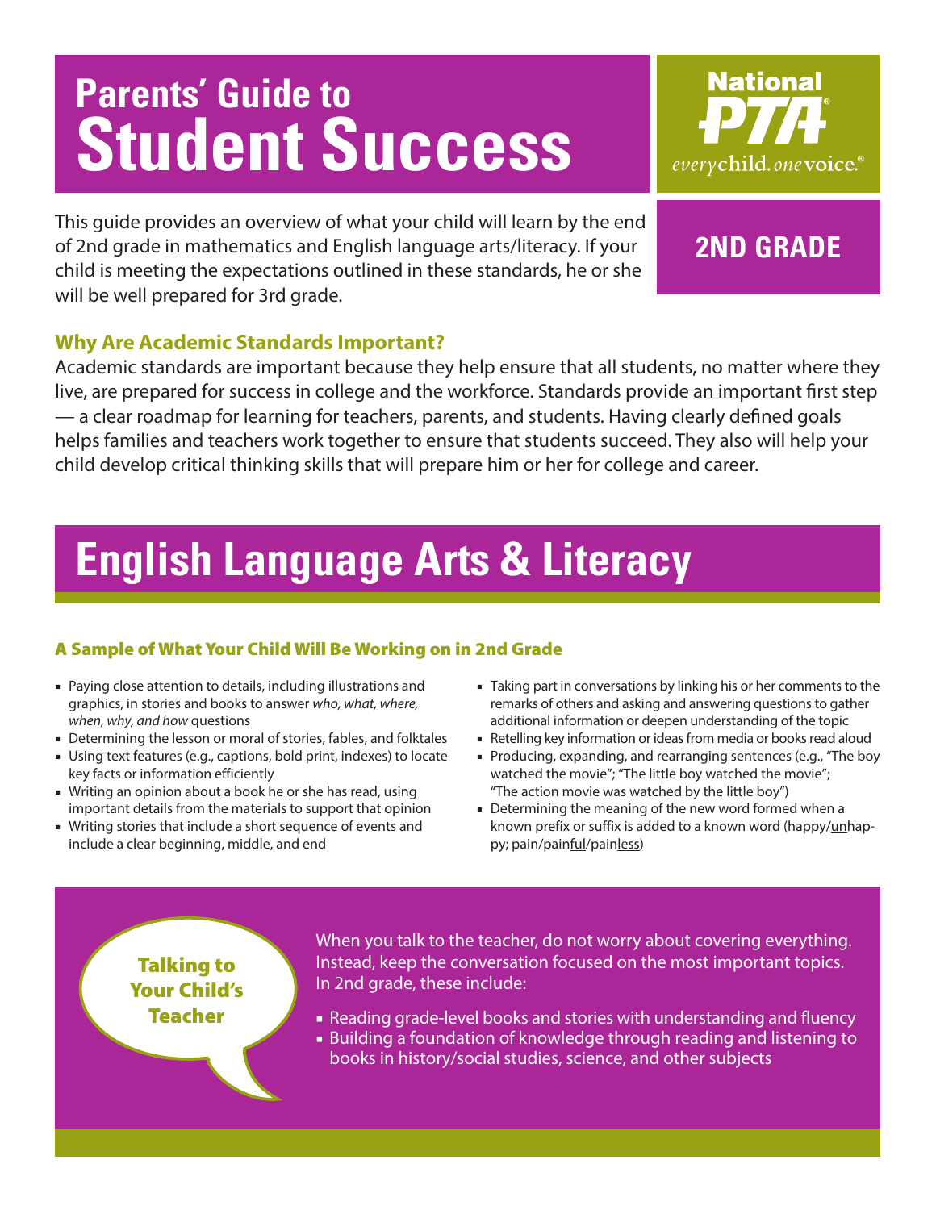# Parents' Guide to Student Success

National PTA
*every child. one voice.*®

**2ND GRADE**

This guide provides an overview of what your child will learn by the end of 2nd grade in mathematics and English language arts/literacy. If your child is meeting the expectations outlined in these standards, he or she will be well prepared for 3rd grade.

### Why Are Academic Standards Important?

Academic standards are important because they help ensure that all students, no matter where they live, are prepared for success in college and the workforce. Standards provide an important first step — a clear roadmap for learning for teachers, parents, and students. Having clearly defined goals helps families and teachers work together to ensure that students succeed. They also will help your child develop critical thinking skills that will prepare him or her for college and career.

# English Language Arts & Literacy

### A Sample of What Your Child Will Be Working on in 2nd Grade

- Paying close attention to details, including illustrations and graphics, in stories and books to answer *who, what, where, when, why, and how* questions
- Determining the lesson or moral of stories, fables, and folktales
- Using text features (e.g., captions, bold print, indexes) to locate key facts or information efficiently
- Writing an opinion about a book he or she has read, using important details from the materials to support that opinion
- Writing stories that include a short sequence of events and include a clear beginning, middle, and end
- Taking part in conversations by linking his or her comments to the remarks of others and asking and answering questions to gather additional information or deepen understanding of the topic
- Retelling key information or ideas from media or books read aloud
- Producing, expanding, and rearranging sentences (e.g., "The boy watched the movie"; "The little boy watched the movie"; "The action movie was watched by the little boy")
- Determining the meaning of the new word formed when a known prefix or suffix is added to a known word (happy/<u>un</u>happy; pain/pain<u>ful</u>/pain<u>less</u>)

### Talking to Your Child's Teacher

When you talk to the teacher, do not worry about covering everything. Instead, keep the conversation focused on the most important topics. In 2nd grade, these include:

- Reading grade-level books and stories with understanding and fluency
- Building a foundation of knowledge through reading and listening to books in history/social studies, science, and other subjects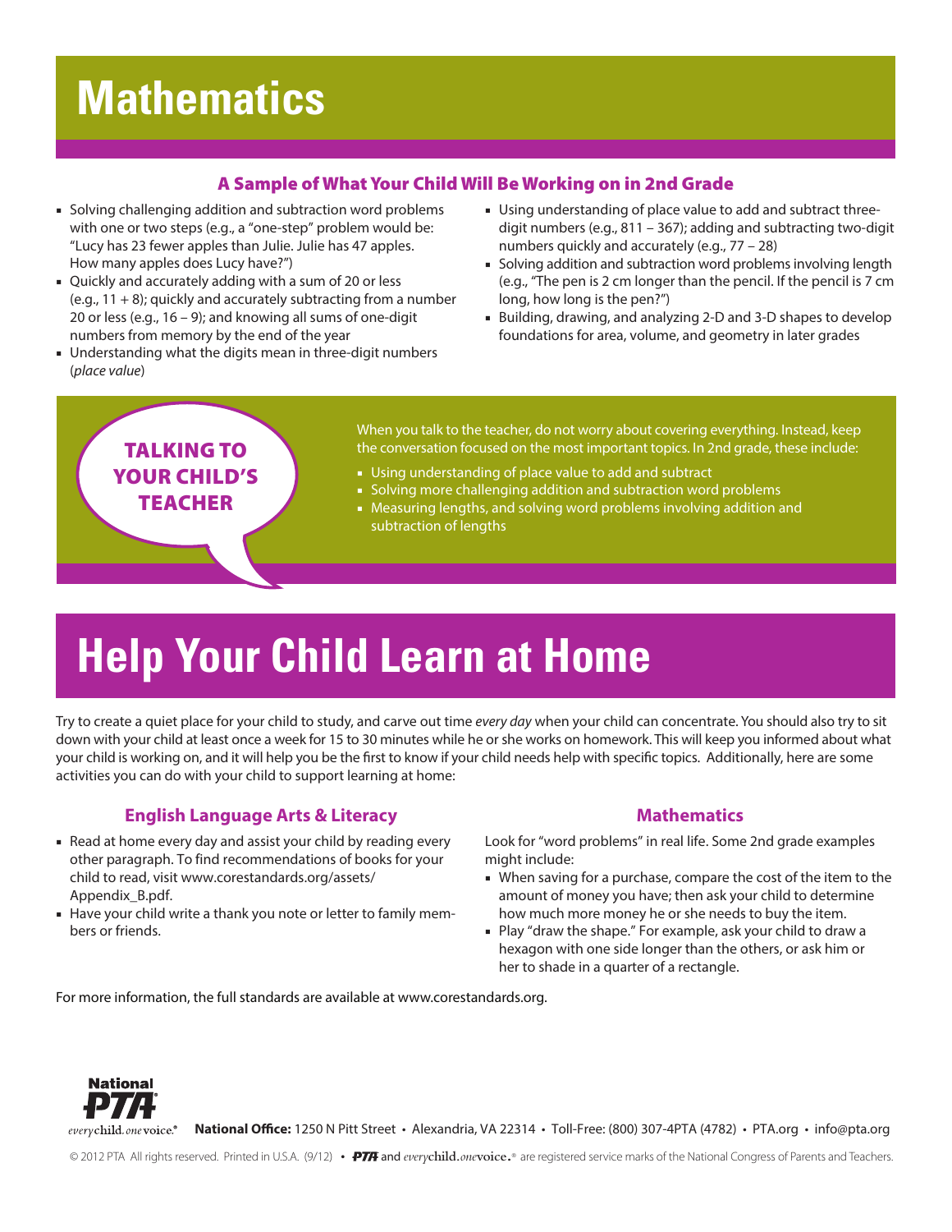# Mathematics

## A Sample of What Your Child Will Be Working on in 2nd Grade

- Solving challenging addition and subtraction word problems with one or two steps (e.g., a "one-step" problem would be: "Lucy has 23 fewer apples than Julie. Julie has 47 apples. How many apples does Lucy have?")
- Quickly and accurately adding with a sum of 20 or less (e.g., 11 + 8); quickly and accurately subtracting from a number 20 or less (e.g., 16 – 9); and knowing all sums of one-digit numbers from memory by the end of the year
- Understanding what the digits mean in three-digit numbers (*place value*)
- Using understanding of place value to add and subtract three-digit numbers (e.g., 811 – 367); adding and subtracting two-digit numbers quickly and accurately (e.g., 77 – 28)
- Solving addition and subtraction word problems involving length (e.g., "The pen is 2 cm longer than the pencil. If the pencil is 7 cm long, how long is the pen?")
- Building, drawing, and analyzing 2-D and 3-D shapes to develop foundations for area, volume, and geometry in later grades

## TALKING TO YOUR CHILD'S TEACHER

When you talk to the teacher, do not worry about covering everything. Instead, keep the conversation focused on the most important topics. In 2nd grade, these include:

- Using understanding of place value to add and subtract
- Solving more challenging addition and subtraction word problems
- Measuring lengths, and solving word problems involving addition and subtraction of lengths

# Help Your Child Learn at Home

Try to create a quiet place for your child to study, and carve out time *every day* when your child can concentrate. You should also try to sit down with your child at least once a week for 15 to 30 minutes while he or she works on homework. This will keep you informed about what your child is working on, and it will help you be the first to know if your child needs help with specific topics. Additionally, here are some activities you can do with your child to support learning at home:

### English Language Arts & Literacy

- Read at home every day and assist your child by reading every other paragraph. To find recommendations of books for your child to read, visit www.corestandards.org/assets/Appendix_B.pdf.
- Have your child write a thank you note or letter to family members or friends.

### Mathematics

Look for "word problems" in real life. Some 2nd grade examples might include:

- When saving for a purchase, compare the cost of the item to the amount of money you have; then ask your child to determine how much more money he or she needs to buy the item.
- Play "draw the shape." For example, ask your child to draw a hexagon with one side longer than the others, or ask him or her to shade in a quarter of a rectangle.

For more information, the full standards are available at www.corestandards.org.

National PTA everychild.onevoice.®

**National Office:** 1250 N Pitt Street • Alexandria, VA 22314 • Toll-Free: (800) 307-4PTA (4782) • PTA.org • info@pta.org

© 2012 PTA All rights reserved. Printed in U.S.A. (9/12) • PTA and everychild.onevoice.® are registered service marks of the National Congress of Parents and Teachers.